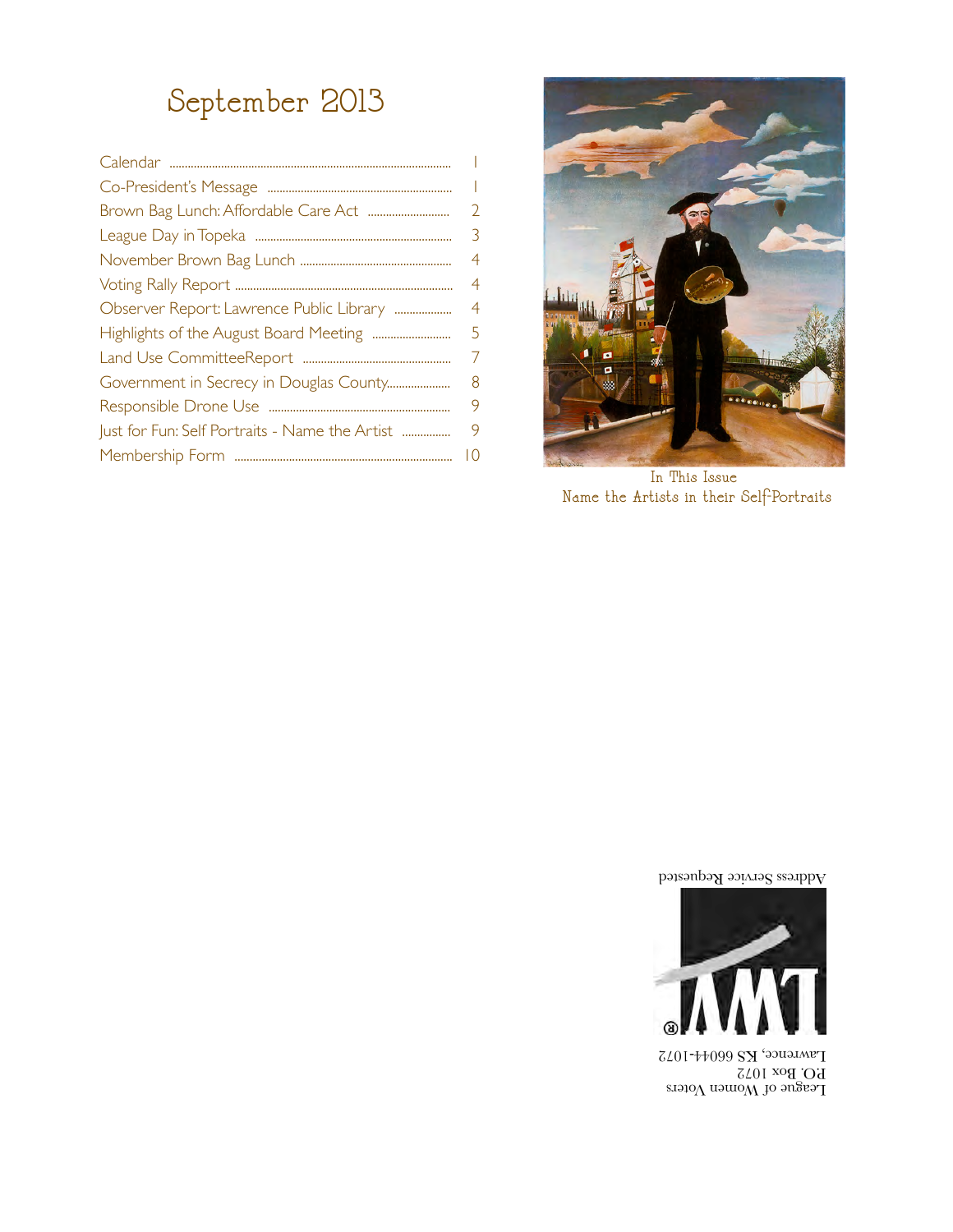# September 2013

| | |
|---|---|
| Calendar | 1 |
| Co-President's Message | 1 |
| Brown Bag Lunch: Affordable Care Act | 2 |
| League Day in Topeka | 3 |
| November Brown Bag Lunch | 4 |
| Voting Rally Report | 4 |
| Observer Report: Lawrence Public Library | 4 |
| Highlights of the August Board Meeting | 5 |
| Land Use CommitteeReport | 7 |
| Government in Secrecy in Douglas County | 8 |
| Responsible Drone Use | 9 |
| Just for Fun: Self Portraits - Name the Artist | 9 |
| Membership Form | 10 |

In This Issue
Name the Artists in their Self-Portraits

Address Service Requested

League of Women Voters
P.O. Box 1072
Lawrence, KS 66044-1072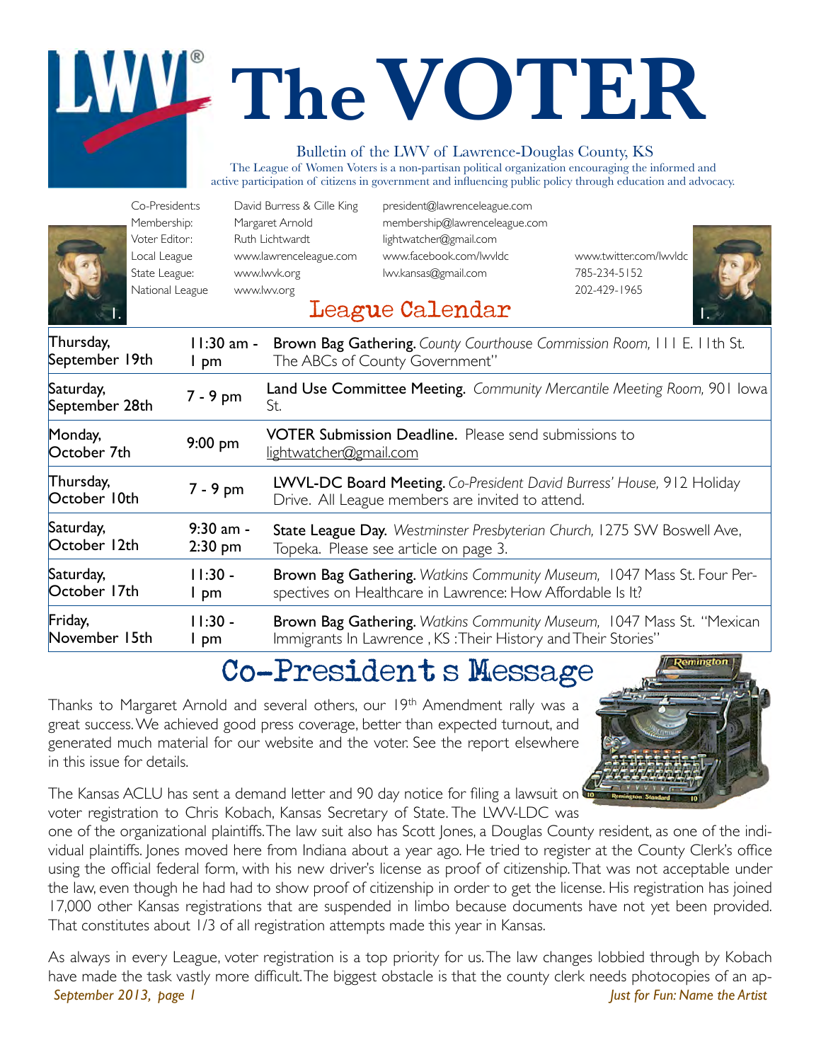# The VOTER

Bulletin of the LWV of Lawrence-Douglas County, KS

The League of Women Voters is a non-partisan political organization encouraging the informed and active participation of citizens in government and influencing public policy through education and advocacy.

| | | | |
|---|---|---|---|
| Co-Presidents: | David Burress & Cille King | president@lawrenceleague.com | |
| Membership: | Margaret Arnold | membership@lawrenceleague.com | |
| Voter Editor: | Ruth Lichtwardt | lightwatcher@gmail.com | |
| Local League | www.lawrenceleague.com | www.facebook.com/lwvldc | www.twitter.com/lwvldc |
| State League: | www.lwvk.org | lwv.kansas@gmail.com | 785-234-5152 |
| National League | www.lwv.org | | 202-429-1965 |

## League Calendar

| | | |
|---|---|---|
| Thursday, September 19th | 11:30 am - 1 pm | **Brown Bag Gathering.** *County Courthouse Commission Room,* 111 E. 11th St. The ABCs of County Government" |
| Saturday, September 28th | 7 - 9 pm | **Land Use Committee Meeting.** *Community Mercantile Meeting Room,* 901 Iowa St. |
| Monday, October 7th | 9:00 pm | **VOTER Submission Deadline.** Please send submissions to lightwatcher@gmail.com |
| Thursday, October 10th | 7 - 9 pm | **LWVL-DC Board Meeting.** *Co-President David Burress' House,* 912 Holiday Drive. All League members are invited to attend. |
| Saturday, October 12th | 9:30 am - 2:30 pm | **State League Day.** *Westminster Presbyterian Church,* 1275 SW Boswell Ave, Topeka. Please see article on page 3. |
| Saturday, October 17th | 11:30 - 1 pm | **Brown Bag Gathering.** *Watkins Community Museum,* 1047 Mass St. Four Perspectives on Healthcare in Lawrence: How Affordable Is It? |
| Friday, November 15th | 11:30 - 1 pm | **Brown Bag Gathering.** *Watkins Community Museum,* 1047 Mass St. "Mexican Immigrants In Lawrence , KS :Their History and Their Stories" |

## Co-Presidents Message

Thanks to Margaret Arnold and several others, our 19th Amendment rally was a great success. We achieved good press coverage, better than expected turnout, and generated much material for our website and the voter. See the report elsewhere in this issue for details.

The Kansas ACLU has sent a demand letter and 90 day notice for filing a lawsuit on voter registration to Chris Kobach, Kansas Secretary of State. The LWV-LDC was one of the organizational plaintiffs. The law suit also has Scott Jones, a Douglas County resident, as one of the individual plaintiffs. Jones moved here from Indiana about a year ago. He tried to register at the County Clerk's office using the official federal form, with his new driver's license as proof of citizenship. That was not acceptable under the law, even though he had had to show proof of citizenship in order to get the license. His registration has joined 17,000 other Kansas registrations that are suspended in limbo because documents have not yet been provided. That constitutes about 1/3 of all registration attempts made this year in Kansas.

As always in every League, voter registration is a top priority for us. The law changes lobbied through by Kobach have made the task vastly more difficult. The biggest obstacle is that the county clerk needs photocopies of an ap-

*Just for Fun: Name the Artist*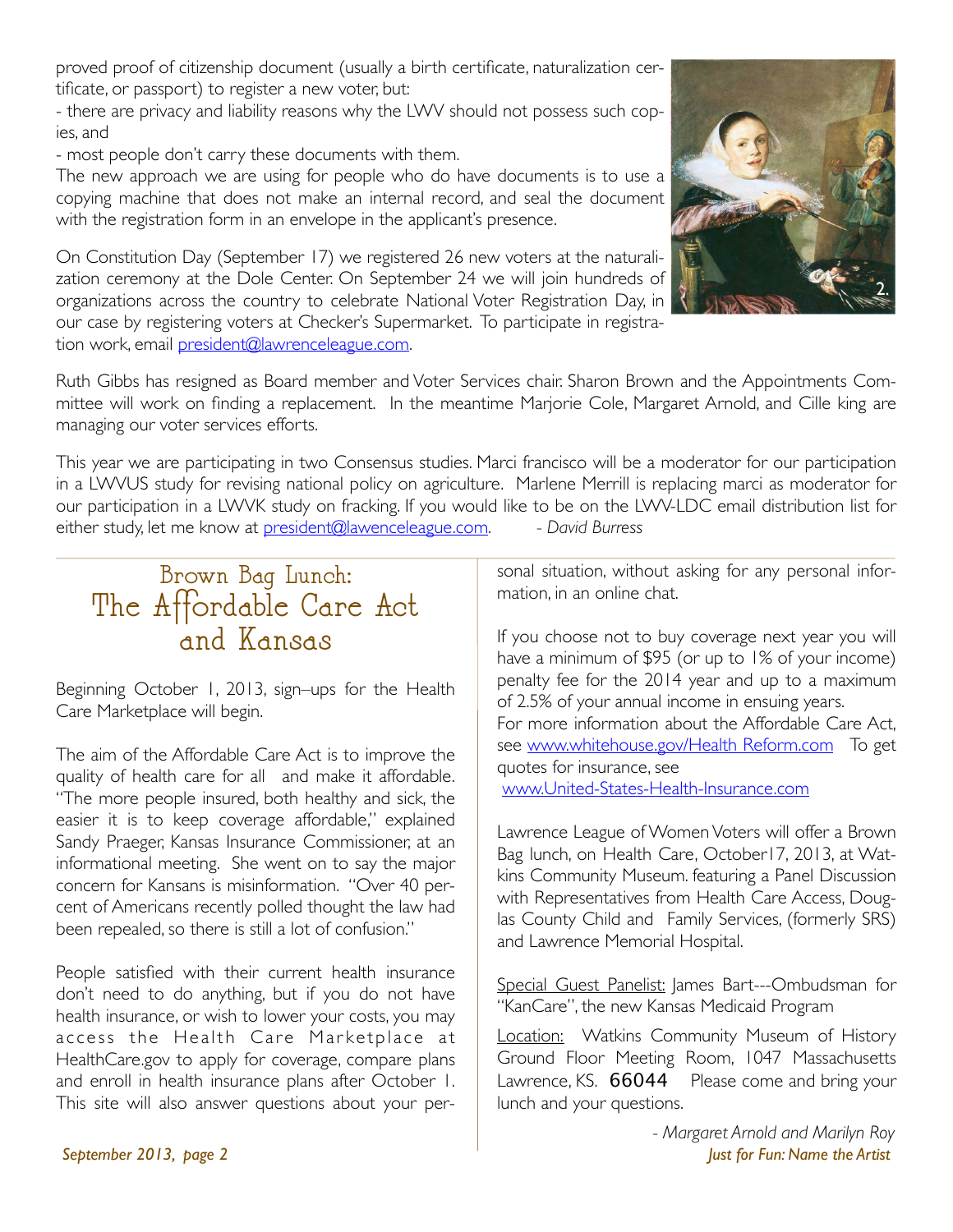proved proof of citizenship document (usually a birth certificate, naturalization certificate, or passport) to register a new voter, but:

- there are privacy and liability reasons why the LWV should not possess such copies, and
- most people don't carry these documents with them.

The new approach we are using for people who do have documents is to use a copying machine that does not make an internal record, and seal the document with the registration form in an envelope in the applicant's presence.

On Constitution Day (September 17) we registered 26 new voters at the naturalization ceremony at the Dole Center. On September 24 we will join hundreds of organizations across the country to celebrate National Voter Registration Day, in our case by registering voters at Checker's Supermarket. To participate in registration work, email president@lawrenceleague.com.

2.

Ruth Gibbs has resigned as Board member and Voter Services chair. Sharon Brown and the Appointments Committee will work on finding a replacement. In the meantime Marjorie Cole, Margaret Arnold, and Cille king are managing our voter services efforts.

This year we are participating in two Consensus studies. Marci francisco will be a moderator for our participation in a LWVUS study for revising national policy on agriculture. Marlene Merrill is replacing marci as moderator for our participation in a LWVK study on fracking. If you would like to be on the LWV-LDC email distribution list for either study, let me know at president@lawenceleague.com. *- David Burress*

## Brown Bag Lunch: The Affordable Care Act and Kansas

Beginning October 1, 2013, sign–ups for the Health Care Marketplace will begin.

The aim of the Affordable Care Act is to improve the quality of health care for all and make it affordable. "The more people insured, both healthy and sick, the easier it is to keep coverage affordable," explained Sandy Praeger, Kansas Insurance Commissioner, at an informational meeting. She went on to say the major concern for Kansans is misinformation. "Over 40 percent of Americans recently polled thought the law had been repealed, so there is still a lot of confusion."

People satisfied with their current health insurance don't need to do anything, but if you do not have health insurance, or wish to lower your costs, you may access the Health Care Marketplace at HealthCare.gov to apply for coverage, compare plans and enroll in health insurance plans after October 1. This site will also answer questions about your personal situation, without asking for any personal information, in an online chat.

If you choose not to buy coverage next year you will have a minimum of $95 (or up to 1% of your income) penalty fee for the 2014 year and up to a maximum of 2.5% of your annual income in ensuing years.

For more information about the Affordable Care Act, see www.whitehouse.gov/Health Reform.com To get quotes for insurance, see www.United-States-Health-Insurance.com

Lawrence League of Women Voters will offer a Brown Bag lunch, on Health Care, October17, 2013, at Watkins Community Museum. featuring a Panel Discussion with Representatives from Health Care Access, Douglas County Child and Family Services, (formerly SRS) and Lawrence Memorial Hospital.

Special Guest Panelist: James Bart---Ombudsman for "KanCare", the new Kansas Medicaid Program

Location: Watkins Community Museum of History Ground Floor Meeting Room, 1047 Massachusetts Lawrence, KS. 66044 Please come and bring your lunch and your questions.

*- Margaret Arnold and Marilyn Roy*

*Just for Fun: Name the Artist*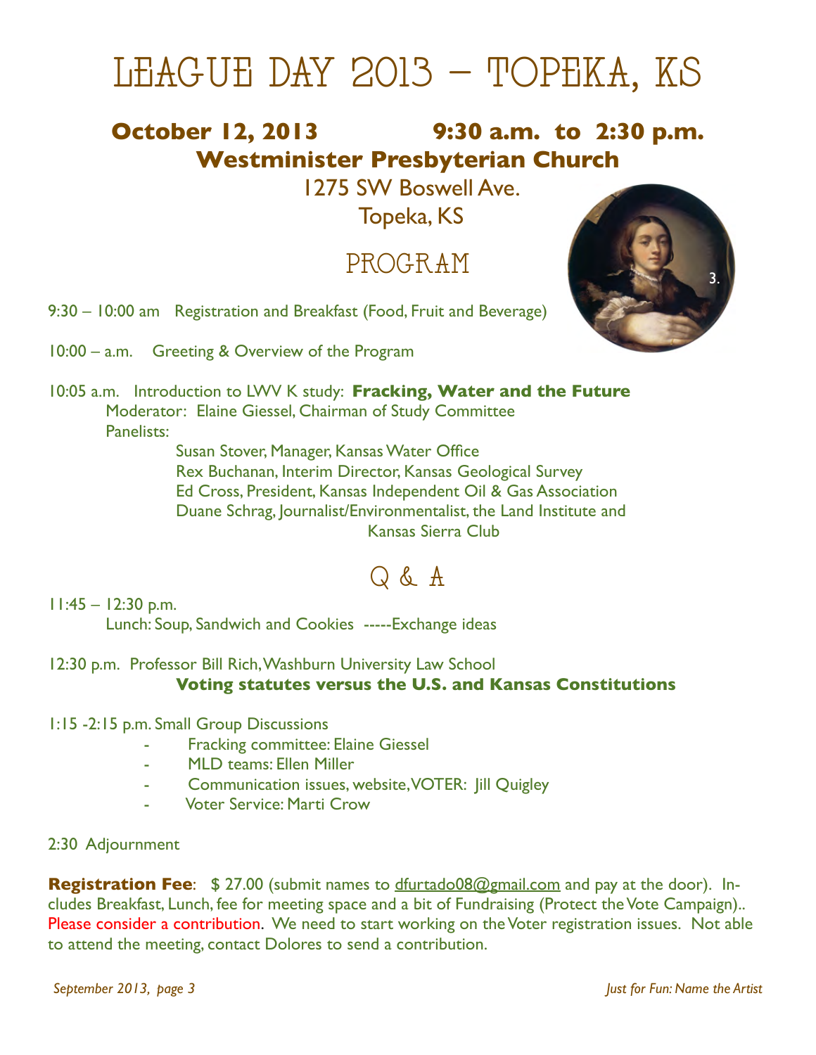# LEAGUE DAY 2013 – TOPEKA, KS

**October 12, 2013 9:30 a.m. to 2:30 p.m.**

**Westminister Presbyterian Church**

1275 SW Boswell Ave.

Topeka, KS

## PROGRAM

3.

9:30 – 10:00 am Registration and Breakfast (Food, Fruit and Beverage)

10:00 – a.m. Greeting & Overview of the Program

10:05 a.m. Introduction to LWV K study: **Fracking, Water and the Future**
Moderator: Elaine Giessel, Chairman of Study Committee
Panelists:
Susan Stover, Manager, Kansas Water Office
Rex Buchanan, Interim Director, Kansas Geological Survey
Ed Cross, President, Kansas Independent Oil & Gas Association
Duane Schrag, Journalist/Environmentalist, the Land Institute and Kansas Sierra Club

## Q & A

11:45 – 12:30 p.m.
Lunch: Soup, Sandwich and Cookies -----Exchange ideas

12:30 p.m. Professor Bill Rich, Washburn University Law School
**Voting statutes versus the U.S. and Kansas Constitutions**

1:15 -2:15 p.m. Small Group Discussions

- Fracking committee: Elaine Giessel
- MLD teams: Ellen Miller
- Communication issues, website, VOTER: Jill Quigley
- Voter Service: Marti Crow

2:30 Adjournment

**Registration Fee**: $ 27.00 (submit names to dfurtado08@gmail.com and pay at the door). Includes Breakfast, Lunch, fee for meeting space and a bit of Fundraising (Protect the Vote Campaign).. Please consider a contribution. We need to start working on the Voter registration issues. Not able to attend the meeting, contact Dolores to send a contribution.

*Just for Fun: Name the Artist*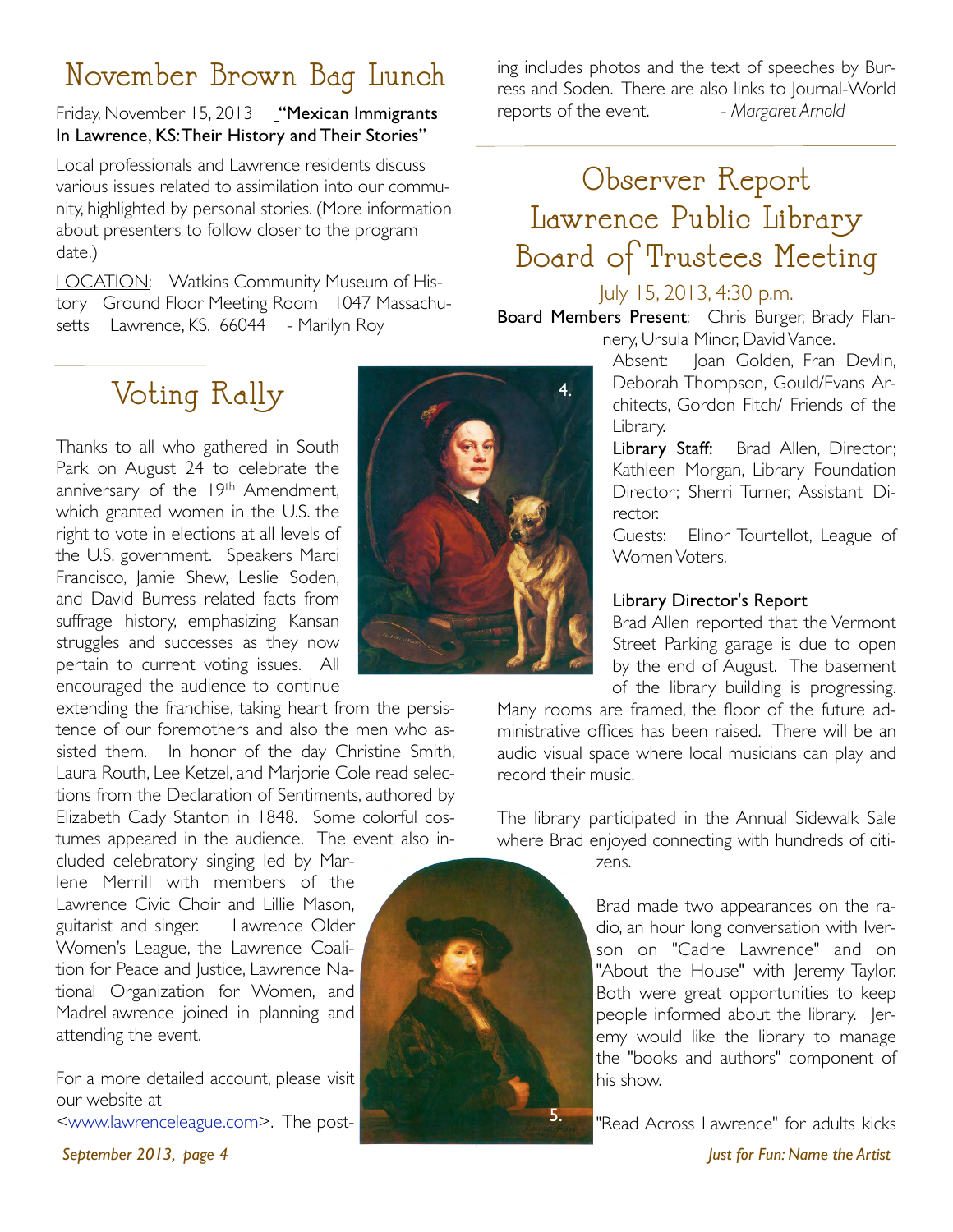## November Brown Bag Lunch

Friday, November 15, 2013 **"Mexican Immigrants In Lawrence, KS: Their History and Their Stories"**

Local professionals and Lawrence residents discuss various issues related to assimilation into our community, highlighted by personal stories. (More information about presenters to follow closer to the program date.)

LOCATION: Watkins Community Museum of History Ground Floor Meeting Room 1047 Massachusetts Lawrence, KS. 66044 - Marilyn Roy

## Voting Rally

Thanks to all who gathered in South Park on August 24 to celebrate the anniversary of the 19th Amendment, which granted women in the U.S. the right to vote in elections at all levels of the U.S. government. Speakers Marci Francisco, Jamie Shew, Leslie Soden, and David Burress related facts from suffrage history, emphasizing Kansan struggles and successes as they now pertain to current voting issues. All encouraged the audience to continue extending the franchise, taking heart from the persistence of our foremothers and also the men who assisted them. In honor of the day Christine Smith, Laura Routh, Lee Ketzel, and Marjorie Cole read selections from the Declaration of Sentiments, authored by Elizabeth Cady Stanton in 1848. Some colorful costumes appeared in the audience. The event also included celebratory singing led by Marlene Merrill with members of the Lawrence Civic Choir and Lillie Mason, guitarist and singer. Lawrence Older Women's League, the Lawrence Coalition for Peace and Justice, Lawrence National Organization for Women, and MadreLawrence joined in planning and attending the event.

For a more detailed account, please visit our website at <www.lawrenceleague.com>. The posting includes photos and the text of speeches by Burress and Soden. There are also links to Journal-World reports of the event. *- Margaret Arnold*

4.

5.

*Just for Fun: Name the Artist*

## Observer Report Lawrence Public Library Board of Trustees Meeting

July 15, 2013, 4:30 p.m.

**Board Members Present**: Chris Burger, Brady Flannery, Ursula Minor, David Vance.

Absent: Joan Golden, Fran Devlin, Deborah Thompson, Gould/Evans Architects, Gordon Fitch/ Friends of the Library.

**Library Staff:** Brad Allen, Director; Kathleen Morgan, Library Foundation Director; Sherri Turner, Assistant Director.

Guests: Elinor Tourtellot, League of Women Voters.

**Library Director's Report**

Brad Allen reported that the Vermont Street Parking garage is due to open by the end of August. The basement of the library building is progressing. Many rooms are framed, the floor of the future administrative offices has been raised. There will be an audio visual space where local musicians can play and record their music.

The library participated in the Annual Sidewalk Sale where Brad enjoyed connecting with hundreds of citizens.

Brad made two appearances on the radio, an hour long conversation with Iverson on "Cadre Lawrence" and on "About the House" with Jeremy Taylor. Both were great opportunities to keep people informed about the library. Jeremy would like the library to manage the "books and authors" component of his show.

"Read Across Lawrence" for adults kicks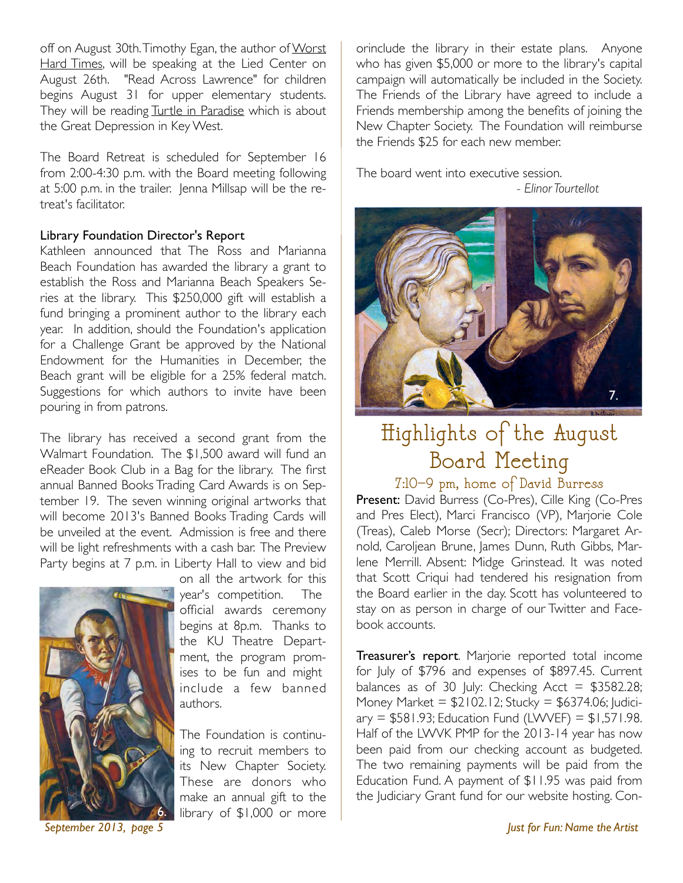off on August 30th. Timothy Egan, the author of Worst Hard Times, will be speaking at the Lied Center on August 26th. "Read Across Lawrence" for children begins August 31 for upper elementary students. They will be reading Turtle in Paradise which is about the Great Depression in Key West.

The Board Retreat is scheduled for September 16 from 2:00-4:30 p.m. with the Board meeting following at 5:00 p.m. in the trailer. Jenna Millsap will be the retreat's facilitator.

**Library Foundation Director's Report**

Kathleen announced that The Ross and Marianna Beach Foundation has awarded the library a grant to establish the Ross and Marianna Beach Speakers Series at the library. This $250,000 gift will establish a fund bringing a prominent author to the library each year. In addition, should the Foundation's application for a Challenge Grant be approved by the National Endowment for the Humanities in December, the Beach grant will be eligible for a 25% federal match. Suggestions for which authors to invite have been pouring in from patrons.

The library has received a second grant from the Walmart Foundation. The $1,500 award will fund an eReader Book Club in a Bag for the library. The first annual Banned Books Trading Card Awards is on September 19. The seven winning original artworks that will become 2013's Banned Books Trading Cards will be unveiled at the event. Admission is free and there will be light refreshments with a cash bar. The Preview Party begins at 7 p.m. in Liberty Hall to view and bid on all the artwork for this year's competition. The official awards ceremony begins at 8p.m. Thanks to the KU Theatre Department, the program promises to be fun and might include a few banned authors.

6.

The Foundation is continuing to recruit members to its New Chapter Society. These are donors who make an annual gift to the library of $1,000 or more orinclude the library in their estate plans. Anyone who has given $5,000 or more to the library's capital campaign will automatically be included in the Society. The Friends of the Library have agreed to include a Friends membership among the benefits of joining the New Chapter Society. The Foundation will reimburse the Friends $25 for each new member.

The board went into executive session.

*- Elinor Tourtellot*

7.

## Highlights of the August Board Meeting

### 7:10–9 pm, home of David Burress

**Present:** David Burress (Co-Pres), Cille King (Co-Pres and Pres Elect), Marci Francisco (VP), Marjorie Cole (Treas), Caleb Morse (Secr); Directors: Margaret Arnold, Caroljean Brune, James Dunn, Ruth Gibbs, Marlene Merrill. Absent: Midge Grinstead. It was noted that Scott Criqui had tendered his resignation from the Board earlier in the day. Scott has volunteered to stay on as person in charge of our Twitter and Facebook accounts.

**Treasurer's report**. Marjorie reported total income for July of $796 and expenses of $897.45. Current balances as of 30 July: Checking Acct = $3582.28; Money Market = $2102.12; Stucky = $6374.06; Judiciary = $581.93; Education Fund (LWVEF) = $1,571.98. Half of the LWVK PMP for the 2013-14 year has now been paid from our checking account as budgeted. The two remaining payments will be paid from the Education Fund. A payment of $11.95 was paid from the Judiciary Grant fund for our website hosting. Con-

*Just for Fun: Name the Artist*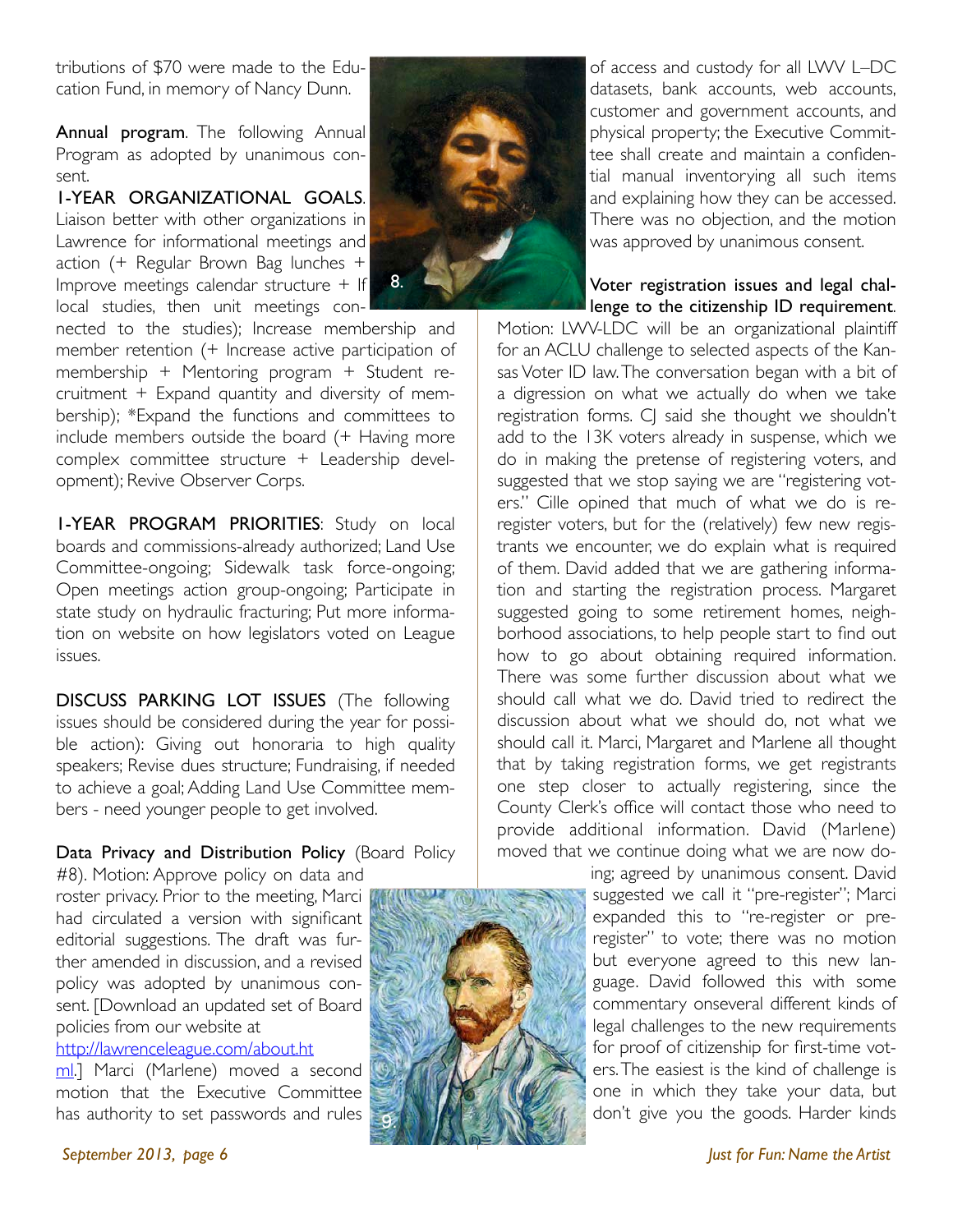tributions of $70 were made to the Education Fund, in memory of Nancy Dunn.

**Annual program**. The following Annual Program as adopted by unanimous consent.

**1-YEAR ORGANIZATIONAL GOALS**. Liaison better with other organizations in Lawrence for informational meetings and action (+ Regular Brown Bag lunches + Improve meetings calendar structure + If local studies, then unit meetings connected to the studies); Increase membership and member retention (+ Increase active participation of membership + Mentoring program + Student recruitment + Expand quantity and diversity of membership); *Expand the functions and committees to include members outside the board (+ Having more complex committee structure + Leadership development); Revive Observer Corps.

**1-YEAR PROGRAM PRIORITIES**: Study on local boards and commissions-already authorized; Land Use Committee-ongoing; Sidewalk task force-ongoing; Open meetings action group-ongoing; Participate in state study on hydraulic fracturing; Put more information on website on how legislators voted on League issues.

**DISCUSS PARKING LOT ISSUES** (The following issues should be considered during the year for possible action): Giving out honoraria to high quality speakers; Revise dues structure; Fundraising, if needed to achieve a goal; Adding Land Use Committee members - need younger people to get involved.

**Data Privacy and Distribution Policy** (Board Policy #8). Motion: Approve policy on data and roster privacy. Prior to the meeting, Marci had circulated a version with significant editorial suggestions. The draft was further amended in discussion, and a revised policy was adopted by unanimous consent. [Download an updated set of Board policies from our website at http://lawrenceleague.com/about.html.] Marci (Marlene) moved a second motion that the Executive Committee has authority to set passwords and rules of access and custody for all LWV L–DC datasets, bank accounts, web accounts, customer and government accounts, and physical property; the Executive Committee shall create and maintain a confidential manual inventorying all such items and explaining how they can be accessed. There was no objection, and the motion was approved by unanimous consent.

8.

**Voter registration issues and legal challenge to the citizenship ID requirement**. Motion: LWV-LDC will be an organizational plaintiff for an ACLU challenge to selected aspects of the Kansas Voter ID law. The conversation began with a bit of a digression on what we actually do when we take registration forms. CJ said she thought we shouldn't add to the 13K voters already in suspense, which we do in making the pretense of registering voters, and suggested that we stop saying we are "registering voters." Cille opined that much of what we do is re-register voters, but for the (relatively) few new registrants we encounter, we do explain what is required of them. David added that we are gathering information and starting the registration process. Margaret suggested going to some retirement homes, neighborhood associations, to help people start to find out how to go about obtaining required information. There was some further discussion about what we should call what we do. David tried to redirect the discussion about what we should do, not what we should call it. Marci, Margaret and Marlene all thought that by taking registration forms, we get registrants one step closer to actually registering, since the County Clerk's office will contact those who need to provide additional information. David (Marlene) moved that we continue doing what we are now doing; agreed by unanimous consent. David suggested we call it "pre-register"; Marci expanded this to "re-register or pre-register" to vote; there was no motion but everyone agreed to this new language. David followed this with some commentary onseveral different kinds of legal challenges to the new requirements for proof of citizenship for first-time voters. The easiest is the kind of challenge is one in which they take your data, but don't give you the goods. Harder kinds

9.

*Just for Fun: Name the Artist*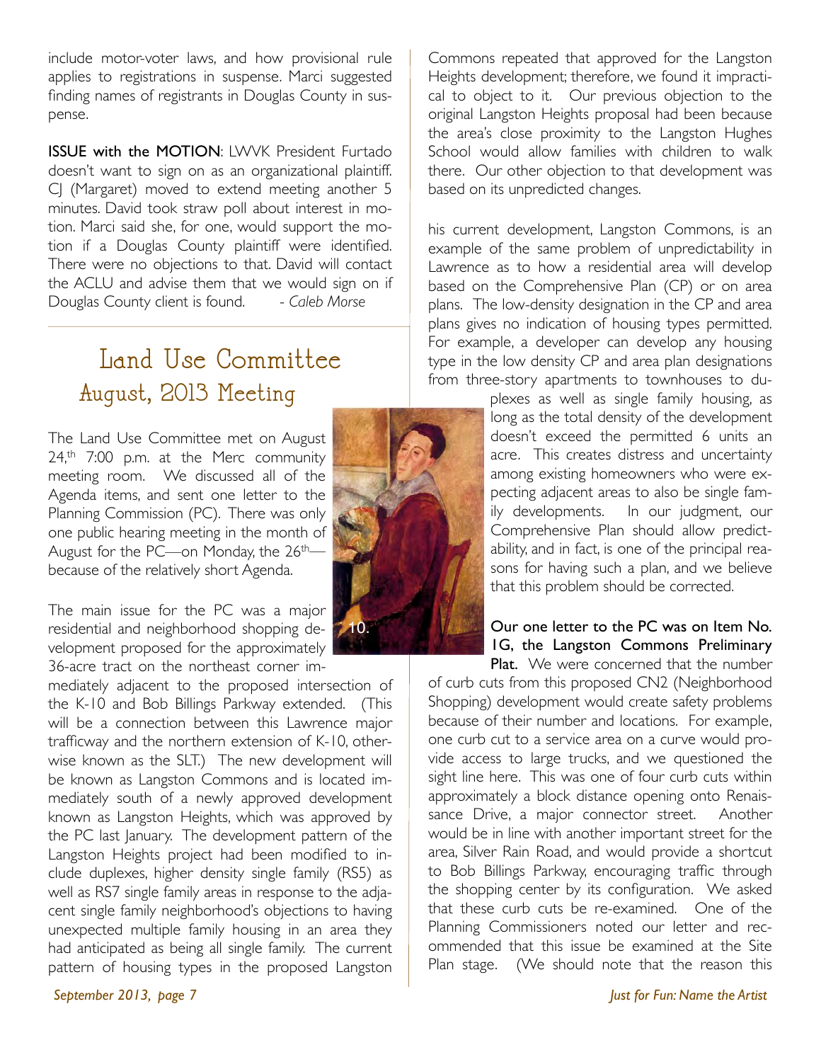include motor-voter laws, and how provisional rule applies to registrations in suspense. Marci suggested finding names of registrants in Douglas County in suspense.

**ISSUE with the MOTION**: LWVK President Furtado doesn't want to sign on as an organizational plaintiff. CJ (Margaret) moved to extend meeting another 5 minutes. David took straw poll about interest in motion. Marci said she, for one, would support the motion if a Douglas County plaintiff were identified. There were no objections to that. David will contact the ACLU and advise them that we would sign on if Douglas County client is found. *- Caleb Morse*

# Land Use Committee
## August, 2013 Meeting

The Land Use Committee met on August 24,th 7:00 p.m. at the Merc community meeting room. We discussed all of the Agenda items, and sent one letter to the Planning Commission (PC). There was only one public hearing meeting in the month of August for the PC—on Monday, the 26th—because of the relatively short Agenda.

The main issue for the PC was a major residential and neighborhood shopping development proposed for the approximately 36-acre tract on the northeast corner immediately adjacent to the proposed intersection of the K-10 and Bob Billings Parkway extended. (This will be a connection between this Lawrence major trafficway and the northern extension of K-10, otherwise known as the SLT.) The new development will be known as Langston Commons and is located immediately south of a newly approved development known as Langston Heights, which was approved by the PC last January. The development pattern of the Langston Heights project had been modified to include duplexes, higher density single family (RS5) as well as RS7 single family areas in response to the adjacent single family neighborhood's objections to having unexpected multiple family housing in an area they had anticipated as being all single family. The current pattern of housing types in the proposed Langston Commons repeated that approved for the Langston Heights development; therefore, we found it impractical to object to it. Our previous objection to the original Langston Heights proposal had been because the area's close proximity to the Langston Hughes School would allow families with children to walk there. Our other objection to that development was based on its unpredicted changes.

his current development, Langston Commons, is an example of the same problem of unpredictability in Lawrence as to how a residential area will develop based on the Comprehensive Plan (CP) or on area plans. The low-density designation in the CP and area plans gives no indication of housing types permitted. For example, a developer can develop any housing type in the low density CP and area plan designations from three-story apartments to townhouses to duplexes as well as single family housing, as long as the total density of the development doesn't exceed the permitted 6 units an acre. This creates distress and uncertainty among existing homeowners who were expecting adjacent areas to also be single family developments. In our judgment, our Comprehensive Plan should allow predictability, and in fact, is one of the principal reasons for having such a plan, and we believe that this problem should be corrected.

10.

**Our one letter to the PC was on Item No. 1G, the Langston Commons Preliminary Plat.** We were concerned that the number of curb cuts from this proposed CN2 (Neighborhood Shopping) development would create safety problems because of their number and locations. For example, one curb cut to a service area on a curve would provide access to large trucks, and we questioned the sight line here. This was one of four curb cuts within approximately a block distance opening onto Renaissance Drive, a major connector street. Another would be in line with another important street for the area, Silver Rain Road, and would provide a shortcut to Bob Billings Parkway, encouraging traffic through the shopping center by its configuration. We asked that these curb cuts be re-examined. One of the Planning Commissioners noted our letter and recommended that this issue be examined at the Site Plan stage. (We should note that the reason this

*Just for Fun: Name the Artist*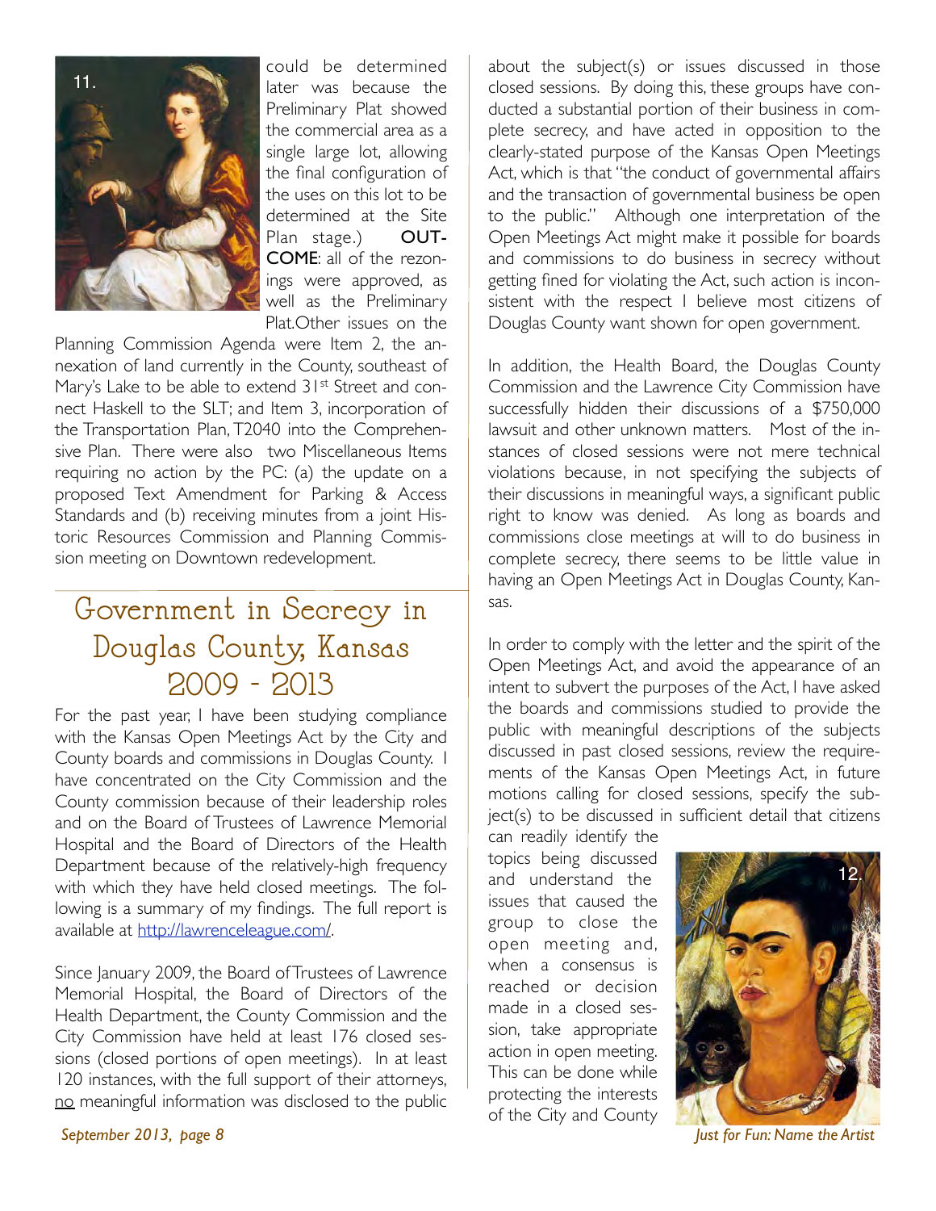could be determined later was because the Preliminary Plat showed the commercial area as a single large lot, allowing the final configuration of the uses on this lot to be determined at the Site Plan stage.) **OUTCOME**: all of the rezonings were approved, as well as the Preliminary Plat.Other issues on the Planning Commission Agenda were Item 2, the annexation of land currently in the County, southeast of Mary's Lake to be able to extend 31st Street and connect Haskell to the SLT; and Item 3, incorporation of the Transportation Plan, T2040 into the Comprehensive Plan. There were also two Miscellaneous Items requiring no action by the PC: (a) the update on a proposed Text Amendment for Parking & Access Standards and (b) receiving minutes from a joint Historic Resources Commission and Planning Commission meeting on Downtown redevelopment.

## Government in Secrecy in Douglas County, Kansas 2009 - 2013

For the past year, I have been studying compliance with the Kansas Open Meetings Act by the City and County boards and commissions in Douglas County. I have concentrated on the City Commission and the County commission because of their leadership roles and on the Board of Trustees of Lawrence Memorial Hospital and the Board of Directors of the Health Department because of the relatively-high frequency with which they have held closed meetings. The following is a summary of my findings. The full report is available at http://lawrenceleague.com/.

Since January 2009, the Board of Trustees of Lawrence Memorial Hospital, the Board of Directors of the Health Department, the County Commission and the City Commission have held at least 176 closed sessions (closed portions of open meetings). In at least 120 instances, with the full support of their attorneys, no meaningful information was disclosed to the public about the subject(s) or issues discussed in those closed sessions. By doing this, these groups have conducted a substantial portion of their business in complete secrecy, and have acted in opposition to the clearly-stated purpose of the Kansas Open Meetings Act, which is that "the conduct of governmental affairs and the transaction of governmental business be open to the public." Although one interpretation of the Open Meetings Act might make it possible for boards and commissions to do business in secrecy without getting fined for violating the Act, such action is inconsistent with the respect I believe most citizens of Douglas County want shown for open government.

In addition, the Health Board, the Douglas County Commission and the Lawrence City Commission have successfully hidden their discussions of a $750,000 lawsuit and other unknown matters. Most of the instances of closed sessions were not mere technical violations because, in not specifying the subjects of their discussions in meaningful ways, a significant public right to know was denied. As long as boards and commissions close meetings at will to do business in complete secrecy, there seems to be little value in having an Open Meetings Act in Douglas County, Kansas.

In order to comply with the letter and the spirit of the Open Meetings Act, and avoid the appearance of an intent to subvert the purposes of the Act, I have asked the boards and commissions studied to provide the public with meaningful descriptions of the subjects discussed in past closed sessions, review the requirements of the Kansas Open Meetings Act, in future motions calling for closed sessions, specify the subject(s) to be discussed in sufficient detail that citizens can readily identify the topics being discussed and understand the issues that caused the group to close the open meeting and, when a consensus is reached or decision made in a closed session, take appropriate action in open meeting. This can be done while protecting the interests of the City and County

*Just for Fun: Name the Artist*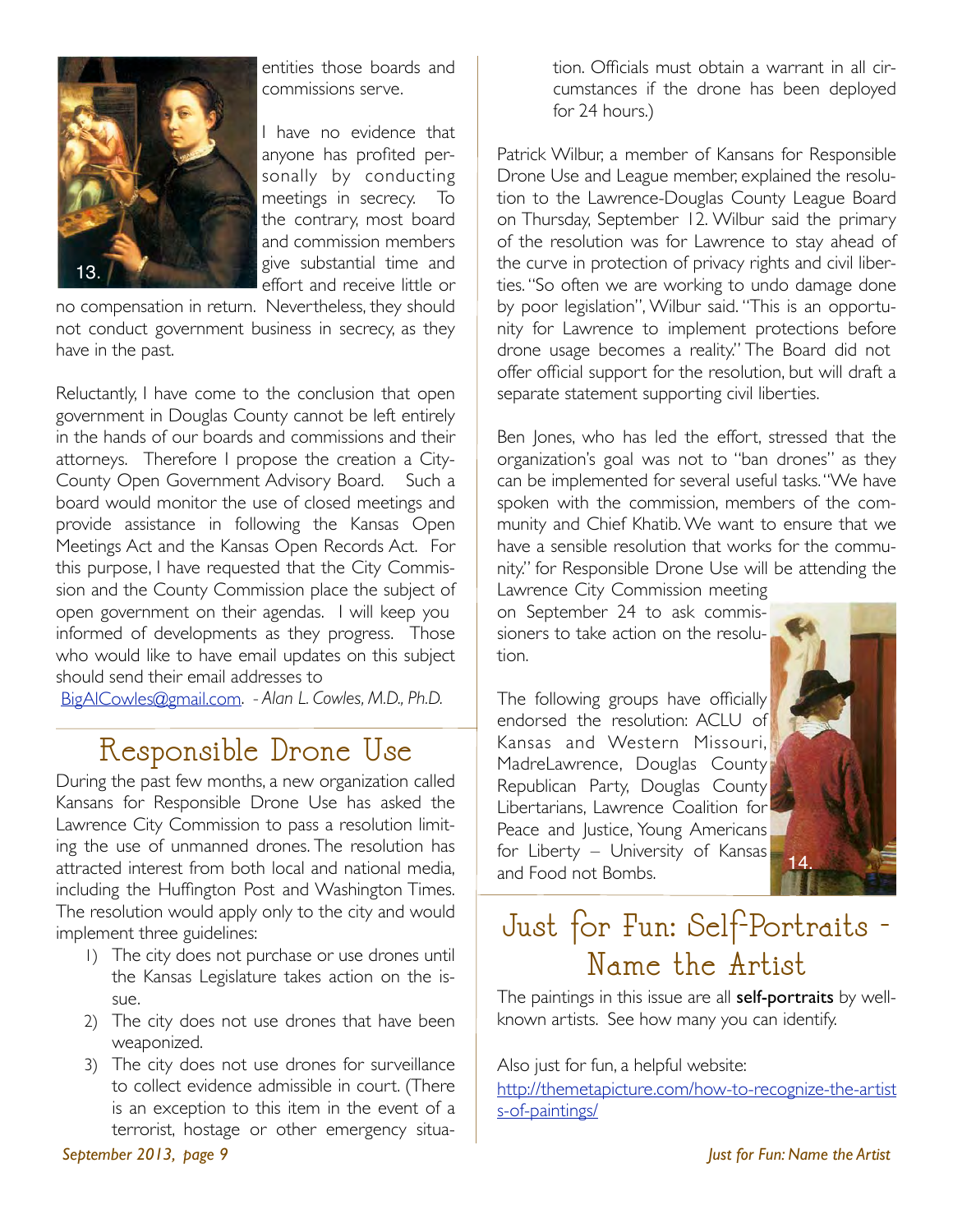entities those boards and commissions serve.

I have no evidence that anyone has profited personally by conducting meetings in secrecy. To the contrary, most board and commission members give substantial time and effort and receive little or no compensation in return. Nevertheless, they should not conduct government business in secrecy, as they have in the past.

Reluctantly, I have come to the conclusion that open government in Douglas County cannot be left entirely in the hands of our boards and commissions and their attorneys. Therefore I propose the creation a City-County Open Government Advisory Board. Such a board would monitor the use of closed meetings and provide assistance in following the Kansas Open Meetings Act and the Kansas Open Records Act. For this purpose, I have requested that the City Commission and the County Commission place the subject of open government on their agendas. I will keep you informed of developments as they progress. Those who would like to have email updates on this subject should send their email addresses to BigAlCowles@gmail.com. *- Alan L. Cowles, M.D., Ph.D.*

## Responsible Drone Use

During the past few months, a new organization called Kansans for Responsible Drone Use has asked the Lawrence City Commission to pass a resolution limiting the use of unmanned drones. The resolution has attracted interest from both local and national media, including the Huffington Post and Washington Times. The resolution would apply only to the city and would implement three guidelines:

1) The city does not purchase or use drones until the Kansas Legislature takes action on the issue.
2) The city does not use drones that have been weaponized.
3) The city does not use drones for surveillance to collect evidence admissible in court. (There is an exception to this item in the event of a terrorist, hostage or other emergency situation. Officials must obtain a warrant in all circumstances if the drone has been deployed for 24 hours.)

Patrick Wilbur, a member of Kansans for Responsible Drone Use and League member, explained the resolution to the Lawrence-Douglas County League Board on Thursday, September 12. Wilbur said the primary of the resolution was for Lawrence to stay ahead of the curve in protection of privacy rights and civil liberties. "So often we are working to undo damage done by poor legislation", Wilbur said. "This is an opportunity for Lawrence to implement protections before drone usage becomes a reality." The Board did not offer official support for the resolution, but will draft a separate statement supporting civil liberties.

Ben Jones, who has led the effort, stressed that the organization's goal was not to "ban drones" as they can be implemented for several useful tasks. "We have spoken with the commission, members of the community and Chief Khatib. We want to ensure that we have a sensible resolution that works for the community." for Responsible Drone Use will be attending the Lawrence City Commission meeting on September 24 to ask commissioners to take action on the resolution.

The following groups have officially endorsed the resolution: ACLU of Kansas and Western Missouri, MadreLawrence, Douglas County Republican Party, Douglas County Libertarians, Lawrence Coalition for Peace and Justice, Young Americans for Liberty – University of Kansas and Food not Bombs.

## Just for Fun: Self-Portraits - Name the Artist

The paintings in this issue are all **self-portraits** by well-known artists. See how many you can identify.

Also just for fun, a helpful website: http://themetapicture.com/how-to-recognize-the-artists-of-paintings/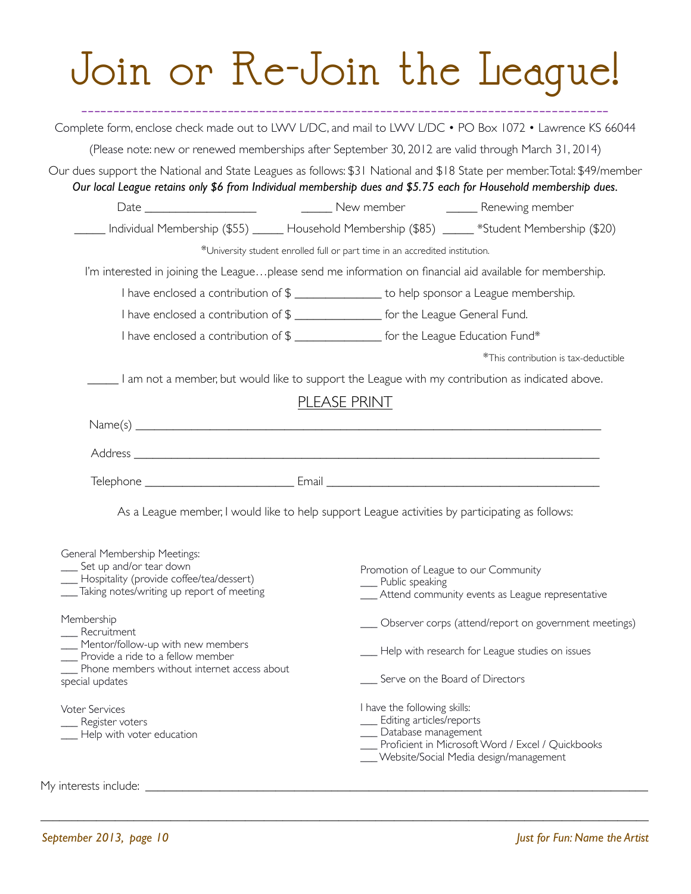# Join or Re-Join the League!

Complete form, enclose check made out to LWV L/DC, and mail to LWV L/DC • PO Box 1072 • Lawrence KS 66044

(Please note: new or renewed memberships after September 30, 2012 are valid through March 31, 2014)

Our dues support the National and State Leagues as follows: $31 National and $18 State per member. Total: $49/member

***Our local League retains only $6 from Individual membership dues and $5.75 each for Household membership dues.***

Date __________________ _____ New member _____ Renewing member

_____ Individual Membership ($55) _____ Household Membership ($85) _____ *Student Membership ($20)

*University student enrolled full or part time in an accredited institution.

I'm interested in joining the League…please send me information on financial aid available for membership.

I have enclosed a contribution of $ ______________ to help sponsor a League membership.

I have enclosed a contribution of $ ______________ for the League General Fund.

I have enclosed a contribution of $ ______________ for the League Education Fund*

*This contribution is tax-deductible

_____ I am not a member, but would like to support the League with my contribution as indicated above.

PLEASE PRINT

Name(s) ______________________________________________________________________________

Address ______________________________________________________________________________

Telephone ________________________ Email ____________________________________________

As a League member, I would like to help support League activities by participating as follows:

General Membership Meetings:
___ Set up and/or tear down
___ Hospitality (provide coffee/tea/dessert)
___ Taking notes/writing up report of meeting

Membership
___ Recruitment
___ Mentor/follow-up with new members
___ Provide a ride to a fellow member
___ Phone members without internet access about special updates

Voter Services
___ Register voters
___ Help with voter education

Promotion of League to our Community
___ Public speaking
___ Attend community events as League representative

___ Observer corps (attend/report on government meetings)

___ Help with research for League studies on issues

___ Serve on the Board of Directors

I have the following skills:
___ Editing articles/reports
___ Database management
___ Proficient in Microsoft Word / Excel / Quickbooks
___ Website/Social Media design/management

My interests include: ______________________________________________________________________________

*Just for Fun: Name the Artist*